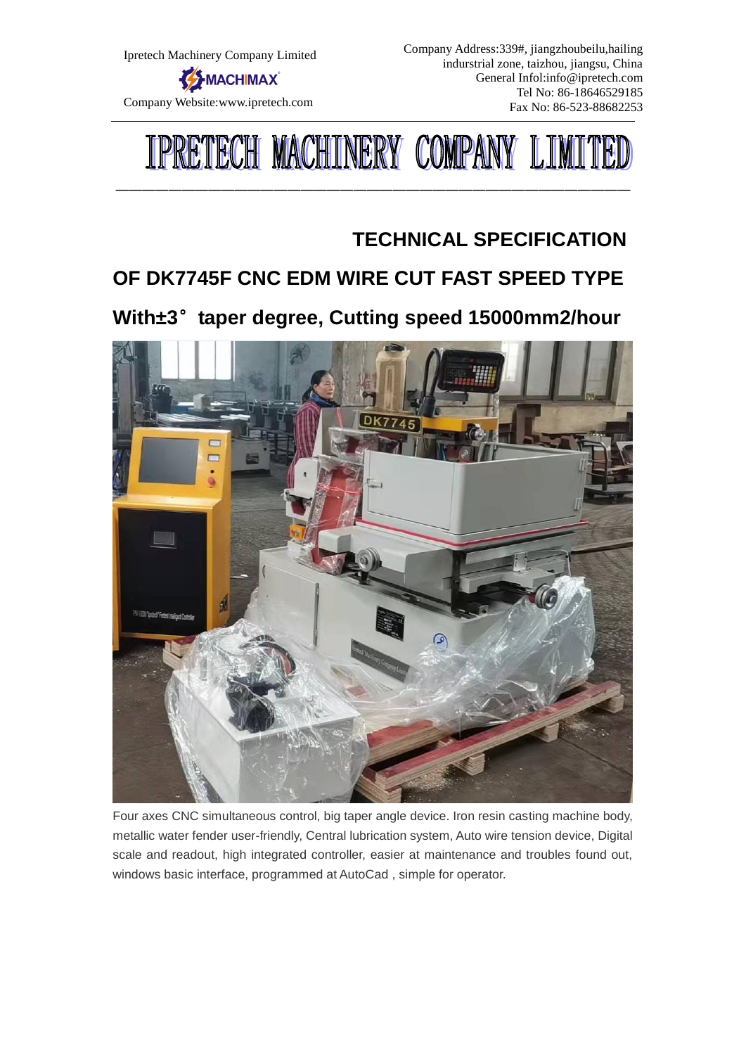Ipretech Machinery Company Limited

MACHIMAX

Company Website:www.ipretech.com

Company Address:339#, jiangzhoubeilu,hailing indurstrial zone, taizhou, jiangsu, China
General Infol:info@ipretech.com
Tel No: 86-18646529185
Fax No: 86-523-88682253

# IPRETECH MACHINERY COMPANY LIMITED

## TECHNICAL SPECIFICATION

## OF DK7745F CNC EDM WIRE CUT FAST SPEED TYPE

## With±3° taper degree, Cutting speed 15000mm2/hour

Four axes CNC simultaneous control, big taper angle device. Iron resin casting machine body, metallic water fender user-friendly, Central lubrication system, Auto wire tension device, Digital scale and readout, high integrated controller, easier at maintenance and troubles found out, windows basic interface, programmed at AutoCad , simple for operator.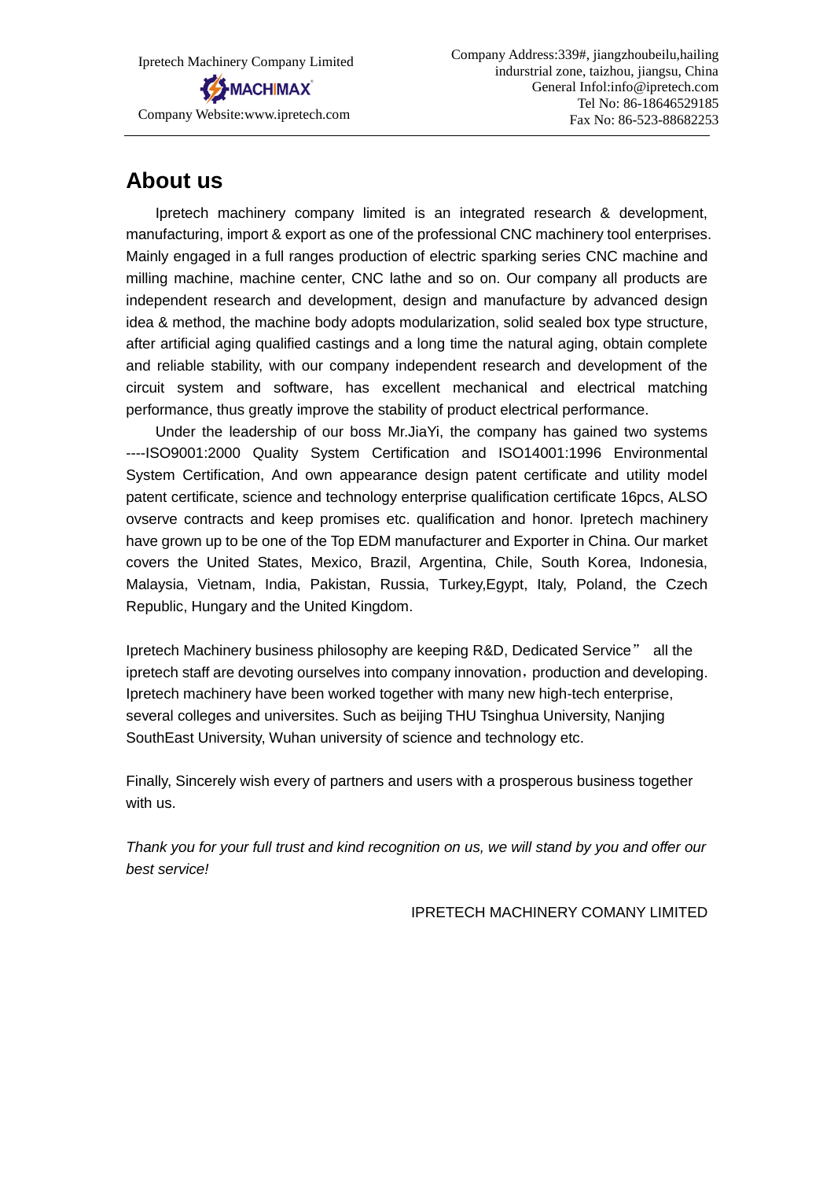## About us

Ipretech machinery company limited is an integrated research & development, manufacturing, import & export as one of the professional CNC machinery tool enterprises. Mainly engaged in a full ranges production of electric sparking series CNC machine and milling machine, machine center, CNC lathe and so on. Our company all products are independent research and development, design and manufacture by advanced design idea & method, the machine body adopts modularization, solid sealed box type structure, after artificial aging qualified castings and a long time the natural aging, obtain complete and reliable stability, with our company independent research and development of the circuit system and software, has excellent mechanical and electrical matching performance, thus greatly improve the stability of product electrical performance.

Under the leadership of our boss Mr.JiaYi, the company has gained two systems ----ISO9001:2000 Quality System Certification and ISO14001:1996 Environmental System Certification, And own appearance design patent certificate and utility model patent certificate, science and technology enterprise qualification certificate 16pcs, ALSO ovserve contracts and keep promises etc. qualification and honor. Ipretech machinery have grown up to be one of the Top EDM manufacturer and Exporter in China. Our market covers the United States, Mexico, Brazil, Argentina, Chile, South Korea, Indonesia, Malaysia, Vietnam, India, Pakistan, Russia, Turkey,Egypt, Italy, Poland, the Czech Republic, Hungary and the United Kingdom.

Ipretech Machinery business philosophy are keeping R&D, Dedicated Service" all the ipretech staff are devoting ourselves into company innovation，production and developing. Ipretech machinery have been worked together with many new high-tech enterprise, several colleges and universites. Such as beijing THU Tsinghua University, Nanjing SouthEast University, Wuhan university of science and technology etc.

Finally, Sincerely wish every of partners and users with a prosperous business together with us.

*Thank you for your full trust and kind recognition on us, we will stand by you and offer our best service!*

IPRETECH MACHINERY COMANY LIMITED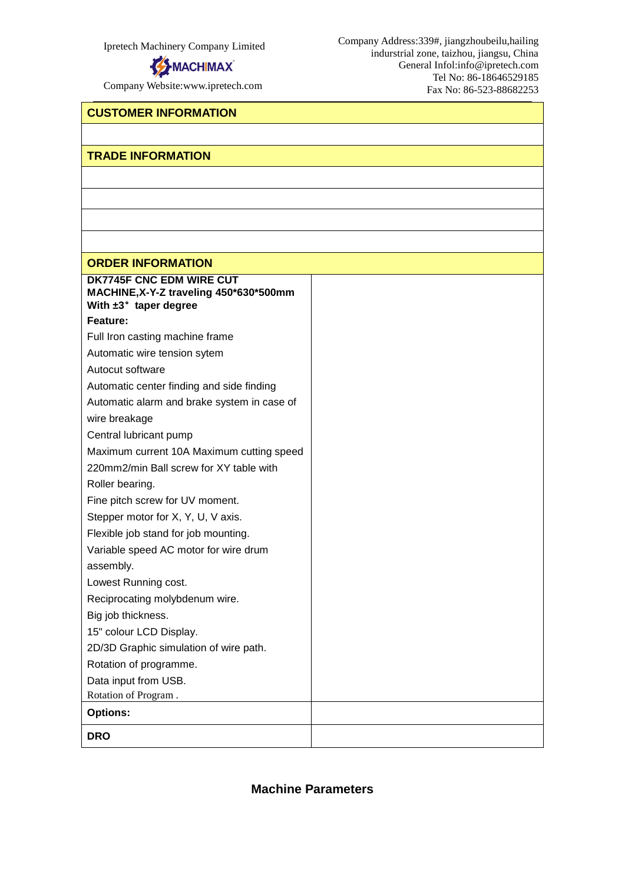Ipretech Machinery Company Limited

MACHIMAX

Company Website:www.ipretech.com

Company Address:339#, jiangzhoubeilu,hailing indurstrial zone, taizhou, jiangsu, China
General Infol:info@ipretech.com
Tel No: 86-18646529185
Fax No: 86-523-88682253

## CUSTOMER INFORMATION

## TRADE INFORMATION

## ORDER INFORMATION

| **DK7745F CNC EDM WIRE CUT MACHINE,X-Y-Z traveling 450\*630\*500mm With ±3° taper degree**<br>**Feature:**<br>Full Iron casting machine frame<br>Automatic wire tension sytem<br>Autocut software<br>Automatic center finding and side finding<br>Automatic alarm and brake system in case of wire breakage<br>Central lubricant pump<br>Maximum current 10A Maximum cutting speed 220mm2/min Ball screw for XY table with Roller bearing.<br>Fine pitch screw for UV moment.<br>Stepper motor for X, Y, U, V axis.<br>Flexible job stand for job mounting.<br>Variable speed AC motor for wire drum assembly.<br>Lowest Running cost.<br>Reciprocating molybdenum wire.<br>Big job thickness.<br>15" colour LCD Display.<br>2D/3D Graphic simulation of wire path.<br>Rotation of programme.<br>Data input from USB.<br>Rotation of Program . | |
|---|---|
| **Options:** | |
| **DRO** | |

## Machine Parameters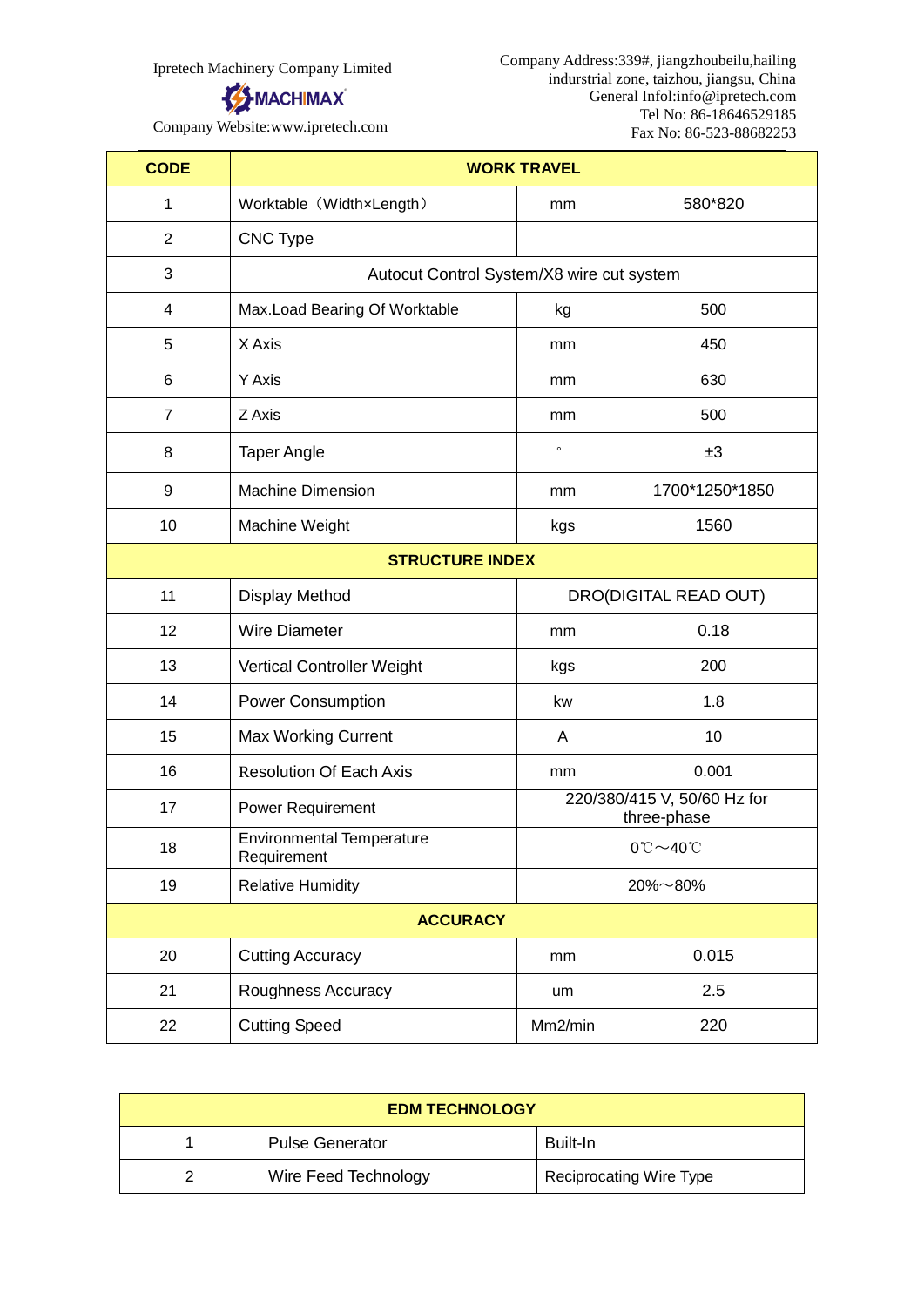Ipretech Machinery Company Limited

MACHIMAX

Company Website:www.ipretech.com

Company Address:339#, jiangzhoubeilu,hailing indurstrial zone, taizhou, jiangsu, China
General Infol:info@ipretech.com
Tel No: 86-18646529185
Fax No: 86-523-88682253

| CODE | WORK TRAVEL | | |
|---|---|---|---|
| 1 | Worktable（Width×Length） | mm | 580*820 |
| 2 | CNC Type | | |
| 3 | Autocut Control System/X8 wire cut system | | |
| 4 | Max.Load Bearing Of Worktable | kg | 500 |
| 5 | X Axis | mm | 450 |
| 6 | Y Axis | mm | 630 |
| 7 | Z Axis | mm | 500 |
| 8 | Taper Angle | ° | ±3 |
| 9 | Machine Dimension | mm | 1700*1250*1850 |
| 10 | Machine Weight | kgs | 1560 |
| | STRUCTURE INDEX | | |
| 11 | Display Method | DRO(DIGITAL READ OUT) | |
| 12 | Wire Diameter | mm | 0.18 |
| 13 | Vertical Controller Weight | kgs | 200 |
| 14 | Power Consumption | kw | 1.8 |
| 15 | Max Working Current | A | 10 |
| 16 | Resolution Of Each Axis | mm | 0.001 |
| 17 | Power Requirement | 220/380/415 V, 50/60 Hz for three-phase | |
| 18 | Environmental Temperature Requirement | 0℃～40℃ | |
| 19 | Relative Humidity | 20%～80% | |
| | ACCURACY | | |
| 20 | Cutting Accuracy | mm | 0.015 |
| 21 | Roughness Accuracy | um | 2.5 |
| 22 | Cutting Speed | Mm2/min | 220 |

| EDM TECHNOLOGY | | |
|---|---|---|
| 1 | Pulse Generator | Built-In |
| 2 | Wire Feed Technology | Reciprocating Wire Type |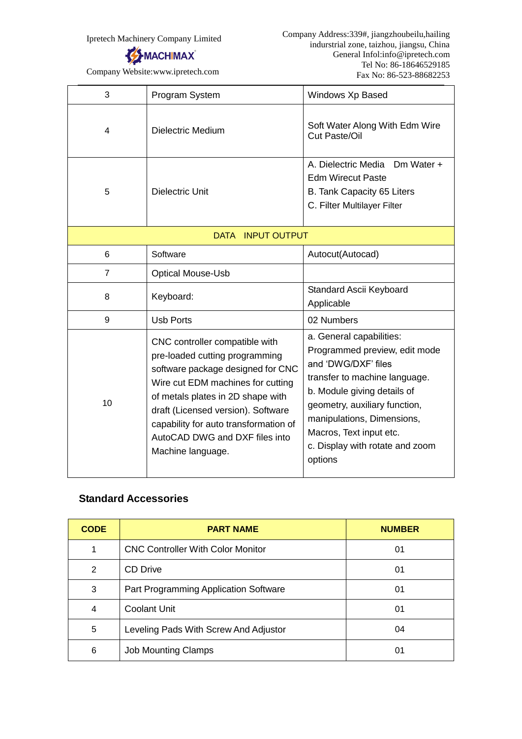| 3 | Program System | Windows Xp Based |
|---|---|---|
| 4 | Dielectric Medium | Soft Water Along With Edm Wire Cut Paste/Oil |
| 5 | Dielectric Unit | A. Dielectric Media Dm Water + Edm Wirecut Paste<br>B. Tank Capacity 65 Liters<br>C. Filter Multilayer Filter |
| DATA INPUT OUTPUT | | |
| 6 | Software | Autocut(Autocad) |
| 7 | Optical Mouse-Usb | |
| 8 | Keyboard: | Standard Ascii Keyboard Applicable |
| 9 | Usb Ports | 02 Numbers |
| 10 | CNC controller compatible with pre-loaded cutting programming software package designed for CNC Wire cut EDM machines for cutting of metals plates in 2D shape with draft (Licensed version). Software capability for auto transformation of AutoCAD DWG and DXF files into Machine language. | a. General capabilities: Programmed preview, edit mode and 'DWG/DXF' files transfer to machine language.<br>b. Module giving details of geometry, auxiliary function, manipulations, Dimensions, Macros, Text input etc.<br>c. Display with rotate and zoom options |

## Standard Accessories

| CODE | PART NAME | NUMBER |
|---|---|---|
| 1 | CNC Controller With Color Monitor | 01 |
| 2 | CD Drive | 01 |
| 3 | Part Programming Application Software | 01 |
| 4 | Coolant Unit | 01 |
| 5 | Leveling Pads With Screw And Adjustor | 04 |
| 6 | Job Mounting Clamps | 01 |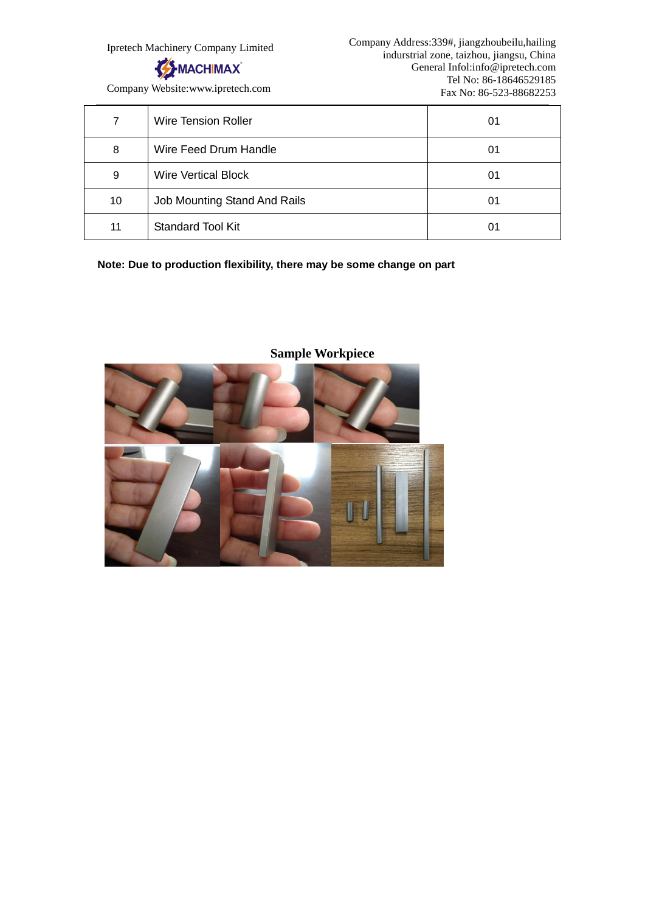| | | |
|---|---|---|
| 7 | Wire Tension Roller | 01 |
| 8 | Wire Feed Drum Handle | 01 |
| 9 | Wire Vertical Block | 01 |
| 10 | Job Mounting Stand And Rails | 01 |
| 11 | Standard Tool Kit | 01 |

**Note: Due to production flexibility, there may be some change on part**

**Sample Workpiece**